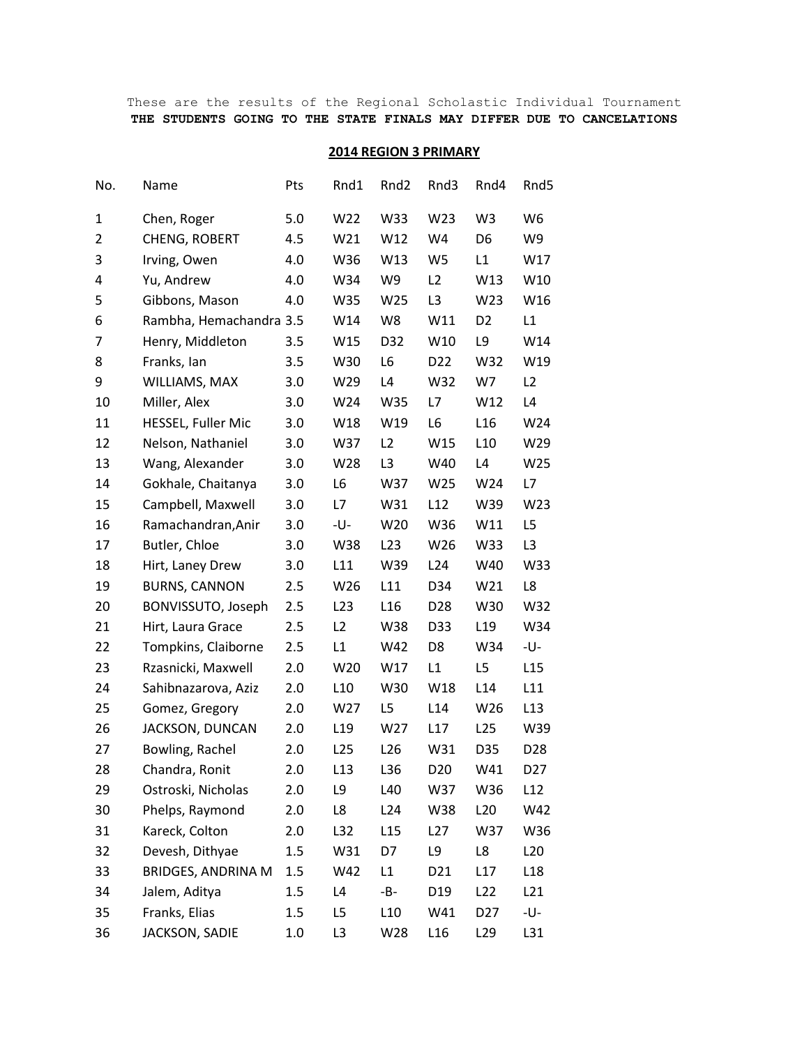These are the results of the Regional Scholastic Individual Tournament

**THE STUDENTS GOING TO THE STATE FINALS MAY DIFFER DUE TO CANCELATIONS**

## 2014 REGION 3 PRIMARY

| No. | Name | Pts | Rnd1 | Rnd2 | Rnd3 | Rnd4 | Rnd5 |
|---|---|---|---|---|---|---|---|
| 1 | Chen, Roger | 5.0 | W22 | W33 | W23 | W3 | W6 |
| 2 | CHENG, ROBERT | 4.5 | W21 | W12 | W4 | D6 | W9 |
| 3 | Irving, Owen | 4.0 | W36 | W13 | W5 | L1 | W17 |
| 4 | Yu, Andrew | 4.0 | W34 | W9 | L2 | W13 | W10 |
| 5 | Gibbons, Mason | 4.0 | W35 | W25 | L3 | W23 | W16 |
| 6 | Rambha, Hemachandra | 3.5 | W14 | W8 | W11 | D2 | L1 |
| 7 | Henry, Middleton | 3.5 | W15 | D32 | W10 | L9 | W14 |
| 8 | Franks, Ian | 3.5 | W30 | L6 | D22 | W32 | W19 |
| 9 | WILLIAMS, MAX | 3.0 | W29 | L4 | W32 | W7 | L2 |
| 10 | Miller, Alex | 3.0 | W24 | W35 | L7 | W12 | L4 |
| 11 | HESSEL, Fuller Mic | 3.0 | W18 | W19 | L6 | L16 | W24 |
| 12 | Nelson, Nathaniel | 3.0 | W37 | L2 | W15 | L10 | W29 |
| 13 | Wang, Alexander | 3.0 | W28 | L3 | W40 | L4 | W25 |
| 14 | Gokhale, Chaitanya | 3.0 | L6 | W37 | W25 | W24 | L7 |
| 15 | Campbell, Maxwell | 3.0 | L7 | W31 | L12 | W39 | W23 |
| 16 | Ramachandran,Anir | 3.0 | -U- | W20 | W36 | W11 | L5 |
| 17 | Butler, Chloe | 3.0 | W38 | L23 | W26 | W33 | L3 |
| 18 | Hirt, Laney Drew | 3.0 | L11 | W39 | L24 | W40 | W33 |
| 19 | BURNS, CANNON | 2.5 | W26 | L11 | D34 | W21 | L8 |
| 20 | BONVISSUTO, Joseph | 2.5 | L23 | L16 | D28 | W30 | W32 |
| 21 | Hirt, Laura Grace | 2.5 | L2 | W38 | D33 | L19 | W34 |
| 22 | Tompkins, Claiborne | 2.5 | L1 | W42 | D8 | W34 | -U- |
| 23 | Rzasnicki, Maxwell | 2.0 | W20 | W17 | L1 | L5 | L15 |
| 24 | Sahibnazarova, Aziz | 2.0 | L10 | W30 | W18 | L14 | L11 |
| 25 | Gomez, Gregory | 2.0 | W27 | L5 | L14 | W26 | L13 |
| 26 | JACKSON, DUNCAN | 2.0 | L19 | W27 | L17 | L25 | W39 |
| 27 | Bowling, Rachel | 2.0 | L25 | L26 | W31 | D35 | D28 |
| 28 | Chandra, Ronit | 2.0 | L13 | L36 | D20 | W41 | D27 |
| 29 | Ostroski, Nicholas | 2.0 | L9 | L40 | W37 | W36 | L12 |
| 30 | Phelps, Raymond | 2.0 | L8 | L24 | W38 | L20 | W42 |
| 31 | Kareck, Colton | 2.0 | L32 | L15 | L27 | W37 | W36 |
| 32 | Devesh, Dithyae | 1.5 | W31 | D7 | L9 | L8 | L20 |
| 33 | BRIDGES, ANDRINA M | 1.5 | W42 | L1 | D21 | L17 | L18 |
| 34 | Jalem, Aditya | 1.5 | L4 | -B- | D19 | L22 | L21 |
| 35 | Franks, Elias | 1.5 | L5 | L10 | W41 | D27 | -U- |
| 36 | JACKSON, SADIE | 1.0 | L3 | W28 | L16 | L29 | L31 |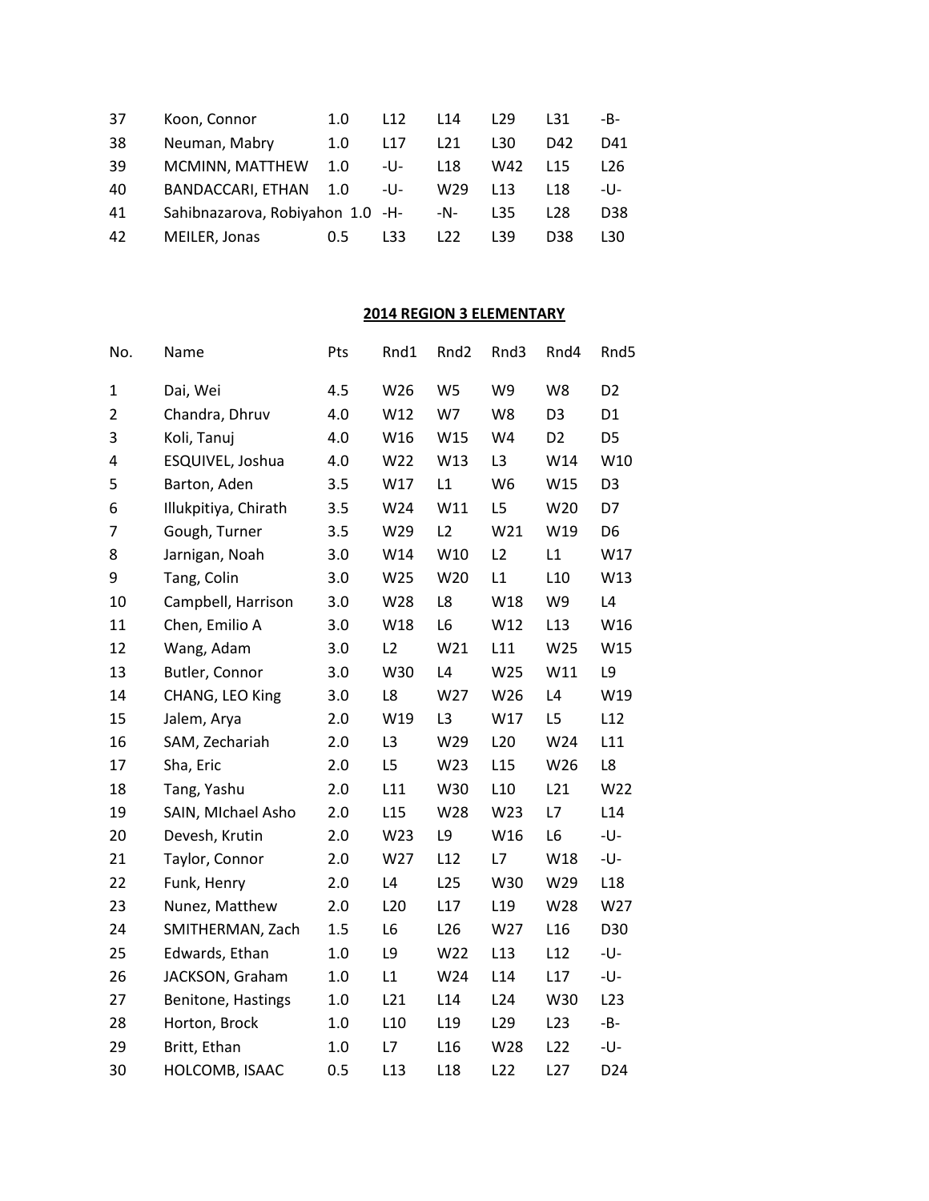| | | | | | | | |
|---|---|---|---|---|---|---|---|
| 37 | Koon, Connor | 1.0 | L12 | L14 | L29 | L31 | -B- |
| 38 | Neuman, Mabry | 1.0 | L17 | L21 | L30 | D42 | D41 |
| 39 | MCMINN, MATTHEW | 1.0 | -U- | L18 | W42 | L15 | L26 |
| 40 | BANDACCARI, ETHAN | 1.0 | -U- | W29 | L13 | L18 | -U- |
| 41 | Sahibnazarova, Robiyahon | 1.0 | -H- | -N- | L35 | L28 | D38 |
| 42 | MEILER, Jonas | 0.5 | L33 | L22 | L39 | D38 | L30 |

**2014 REGION 3 ELEMENTARY**

| No. | Name | Pts | Rnd1 | Rnd2 | Rnd3 | Rnd4 | Rnd5 |
|---|---|---|---|---|---|---|---|
| 1 | Dai, Wei | 4.5 | W26 | W5 | W9 | W8 | D2 |
| 2 | Chandra, Dhruv | 4.0 | W12 | W7 | W8 | D3 | D1 |
| 3 | Koli, Tanuj | 4.0 | W16 | W15 | W4 | D2 | D5 |
| 4 | ESQUIVEL, Joshua | 4.0 | W22 | W13 | L3 | W14 | W10 |
| 5 | Barton, Aden | 3.5 | W17 | L1 | W6 | W15 | D3 |
| 6 | Illukpitiya, Chirath | 3.5 | W24 | W11 | L5 | W20 | D7 |
| 7 | Gough, Turner | 3.5 | W29 | L2 | W21 | W19 | D6 |
| 8 | Jarnigan, Noah | 3.0 | W14 | W10 | L2 | L1 | W17 |
| 9 | Tang, Colin | 3.0 | W25 | W20 | L1 | L10 | W13 |
| 10 | Campbell, Harrison | 3.0 | W28 | L8 | W18 | W9 | L4 |
| 11 | Chen, Emilio A | 3.0 | W18 | L6 | W12 | L13 | W16 |
| 12 | Wang, Adam | 3.0 | L2 | W21 | L11 | W25 | W15 |
| 13 | Butler, Connor | 3.0 | W30 | L4 | W25 | W11 | L9 |
| 14 | CHANG, LEO King | 3.0 | L8 | W27 | W26 | L4 | W19 |
| 15 | Jalem, Arya | 2.0 | W19 | L3 | W17 | L5 | L12 |
| 16 | SAM, Zechariah | 2.0 | L3 | W29 | L20 | W24 | L11 |
| 17 | Sha, Eric | 2.0 | L5 | W23 | L15 | W26 | L8 |
| 18 | Tang, Yashu | 2.0 | L11 | W30 | L10 | L21 | W22 |
| 19 | SAIN, MIchael Asho | 2.0 | L15 | W28 | W23 | L7 | L14 |
| 20 | Devesh, Krutin | 2.0 | W23 | L9 | W16 | L6 | -U- |
| 21 | Taylor, Connor | 2.0 | W27 | L12 | L7 | W18 | -U- |
| 22 | Funk, Henry | 2.0 | L4 | L25 | W30 | W29 | L18 |
| 23 | Nunez, Matthew | 2.0 | L20 | L17 | L19 | W28 | W27 |
| 24 | SMITHERMAN, Zach | 1.5 | L6 | L26 | W27 | L16 | D30 |
| 25 | Edwards, Ethan | 1.0 | L9 | W22 | L13 | L12 | -U- |
| 26 | JACKSON, Graham | 1.0 | L1 | W24 | L14 | L17 | -U- |
| 27 | Benitone, Hastings | 1.0 | L21 | L14 | L24 | W30 | L23 |
| 28 | Horton, Brock | 1.0 | L10 | L19 | L29 | L23 | -B- |
| 29 | Britt, Ethan | 1.0 | L7 | L16 | W28 | L22 | -U- |
| 30 | HOLCOMB, ISAAC | 0.5 | L13 | L18 | L22 | L27 | D24 |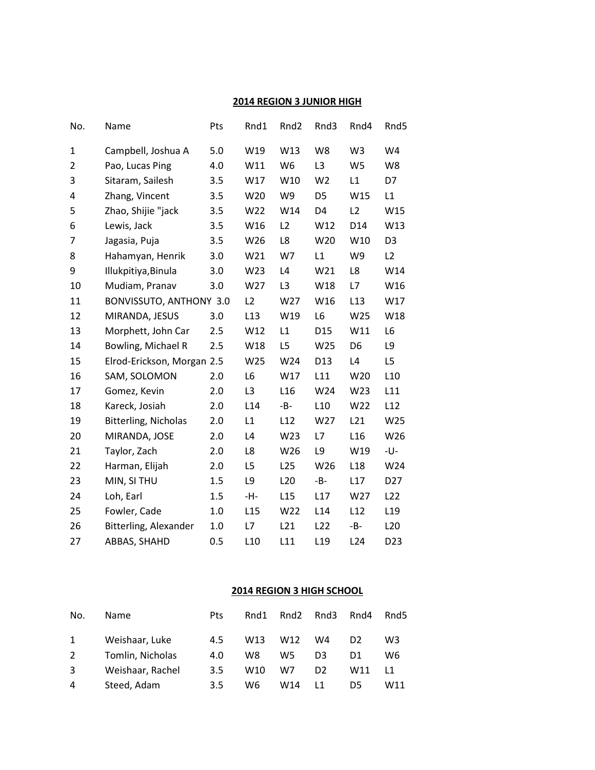## 2014 REGION 3 JUNIOR HIGH

| No. | Name | Pts | Rnd1 | Rnd2 | Rnd3 | Rnd4 | Rnd5 |
|---|---|---|---|---|---|---|---|
| 1 | Campbell, Joshua A | 5.0 | W19 | W13 | W8 | W3 | W4 |
| 2 | Pao, Lucas Ping | 4.0 | W11 | W6 | L3 | W5 | W8 |
| 3 | Sitaram, Sailesh | 3.5 | W17 | W10 | W2 | L1 | D7 |
| 4 | Zhang, Vincent | 3.5 | W20 | W9 | D5 | W15 | L1 |
| 5 | Zhao, Shijie "jack | 3.5 | W22 | W14 | D4 | L2 | W15 |
| 6 | Lewis, Jack | 3.5 | W16 | L2 | W12 | D14 | W13 |
| 7 | Jagasia, Puja | 3.5 | W26 | L8 | W20 | W10 | D3 |
| 8 | Hahamyan, Henrik | 3.0 | W21 | W7 | L1 | W9 | L2 |
| 9 | Illukpitiya,Binula | 3.0 | W23 | L4 | W21 | L8 | W14 |
| 10 | Mudiam, Pranav | 3.0 | W27 | L3 | W18 | L7 | W16 |
| 11 | BONVISSUTO, ANTHONY | 3.0 | L2 | W27 | W16 | L13 | W17 |
| 12 | MIRANDA, JESUS | 3.0 | L13 | W19 | L6 | W25 | W18 |
| 13 | Morphett, John Car | 2.5 | W12 | L1 | D15 | W11 | L6 |
| 14 | Bowling, Michael R | 2.5 | W18 | L5 | W25 | D6 | L9 |
| 15 | Elrod-Erickson, Morgan | 2.5 | W25 | W24 | D13 | L4 | L5 |
| 16 | SAM, SOLOMON | 2.0 | L6 | W17 | L11 | W20 | L10 |
| 17 | Gomez, Kevin | 2.0 | L3 | L16 | W24 | W23 | L11 |
| 18 | Kareck, Josiah | 2.0 | L14 | -B- | L10 | W22 | L12 |
| 19 | Bitterling, Nicholas | 2.0 | L1 | L12 | W27 | L21 | W25 |
| 20 | MIRANDA, JOSE | 2.0 | L4 | W23 | L7 | L16 | W26 |
| 21 | Taylor, Zach | 2.0 | L8 | W26 | L9 | W19 | -U- |
| 22 | Harman, Elijah | 2.0 | L5 | L25 | W26 | L18 | W24 |
| 23 | MIN, SI THU | 1.5 | L9 | L20 | -B- | L17 | D27 |
| 24 | Loh, Earl | 1.5 | -H- | L15 | L17 | W27 | L22 |
| 25 | Fowler, Cade | 1.0 | L15 | W22 | L14 | L12 | L19 |
| 26 | Bitterling, Alexander | 1.0 | L7 | L21 | L22 | -B- | L20 |
| 27 | ABBAS, SHAHD | 0.5 | L10 | L11 | L19 | L24 | D23 |

## 2014 REGION 3 HIGH SCHOOL

| No. | Name | Pts | Rnd1 | Rnd2 | Rnd3 | Rnd4 | Rnd5 |
|---|---|---|---|---|---|---|---|
| 1 | Weishaar, Luke | 4.5 | W13 | W12 | W4 | D2 | W3 |
| 2 | Tomlin, Nicholas | 4.0 | W8 | W5 | D3 | D1 | W6 |
| 3 | Weishaar, Rachel | 3.5 | W10 | W7 | D2 | W11 | L1 |
| 4 | Steed, Adam | 3.5 | W6 | W14 | L1 | D5 | W11 |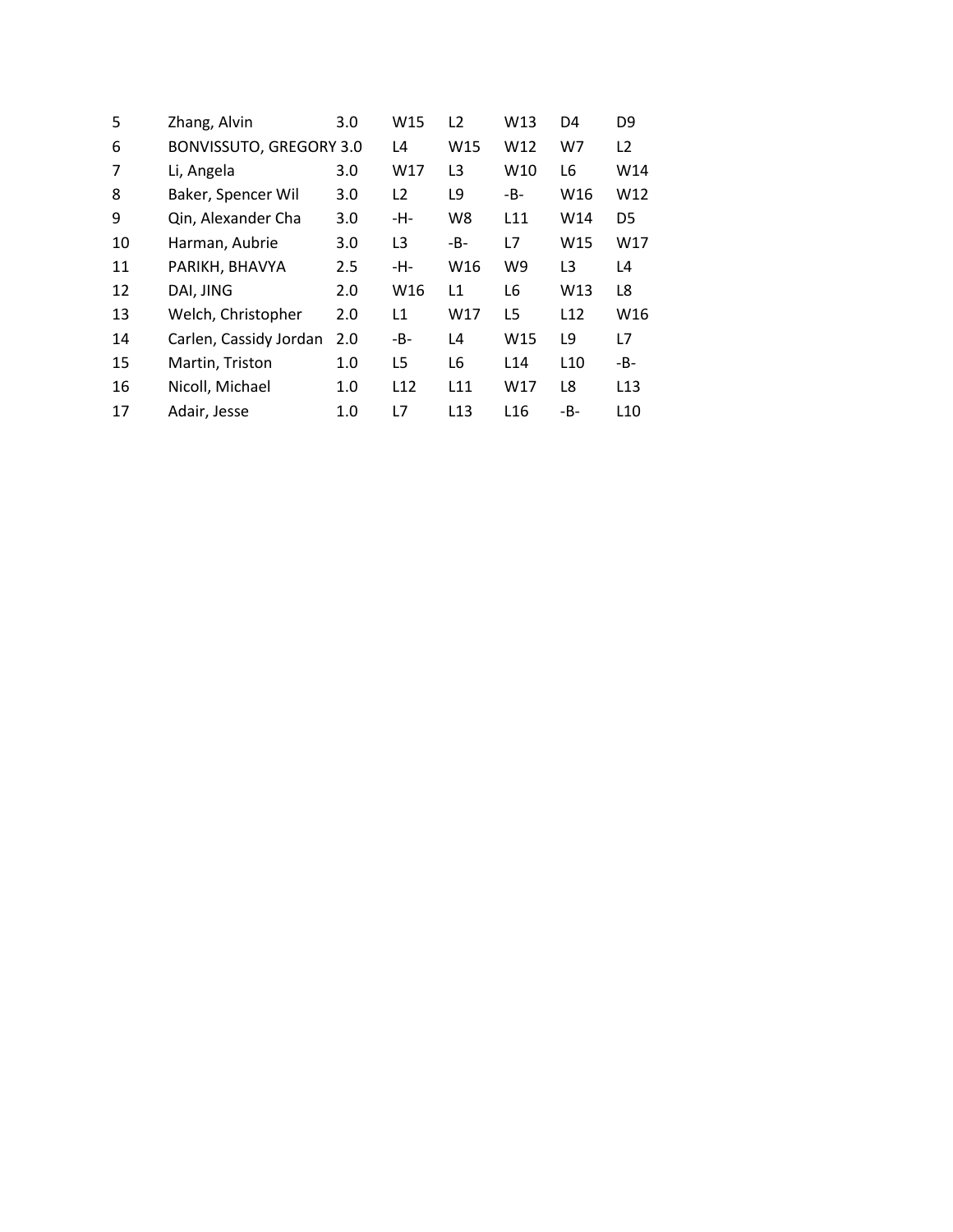| | | | | | | | |
|---|---|---|---|---|---|---|---|
| 5 | Zhang, Alvin | 3.0 | W15 | L2 | W13 | D4 | D9 |
| 6 | BONVISSUTO, GREGORY | 3.0 | L4 | W15 | W12 | W7 | L2 |
| 7 | Li, Angela | 3.0 | W17 | L3 | W10 | L6 | W14 |
| 8 | Baker, Spencer Wil | 3.0 | L2 | L9 | -B- | W16 | W12 |
| 9 | Qin, Alexander Cha | 3.0 | -H- | W8 | L11 | W14 | D5 |
| 10 | Harman, Aubrie | 3.0 | L3 | -B- | L7 | W15 | W17 |
| 11 | PARIKH, BHAVYA | 2.5 | -H- | W16 | W9 | L3 | L4 |
| 12 | DAI, JING | 2.0 | W16 | L1 | L6 | W13 | L8 |
| 13 | Welch, Christopher | 2.0 | L1 | W17 | L5 | L12 | W16 |
| 14 | Carlen, Cassidy Jordan | 2.0 | -B- | L4 | W15 | L9 | L7 |
| 15 | Martin, Triston | 1.0 | L5 | L6 | L14 | L10 | -B- |
| 16 | Nicoll, Michael | 1.0 | L12 | L11 | W17 | L8 | L13 |
| 17 | Adair, Jesse | 1.0 | L7 | L13 | L16 | -B- | L10 |